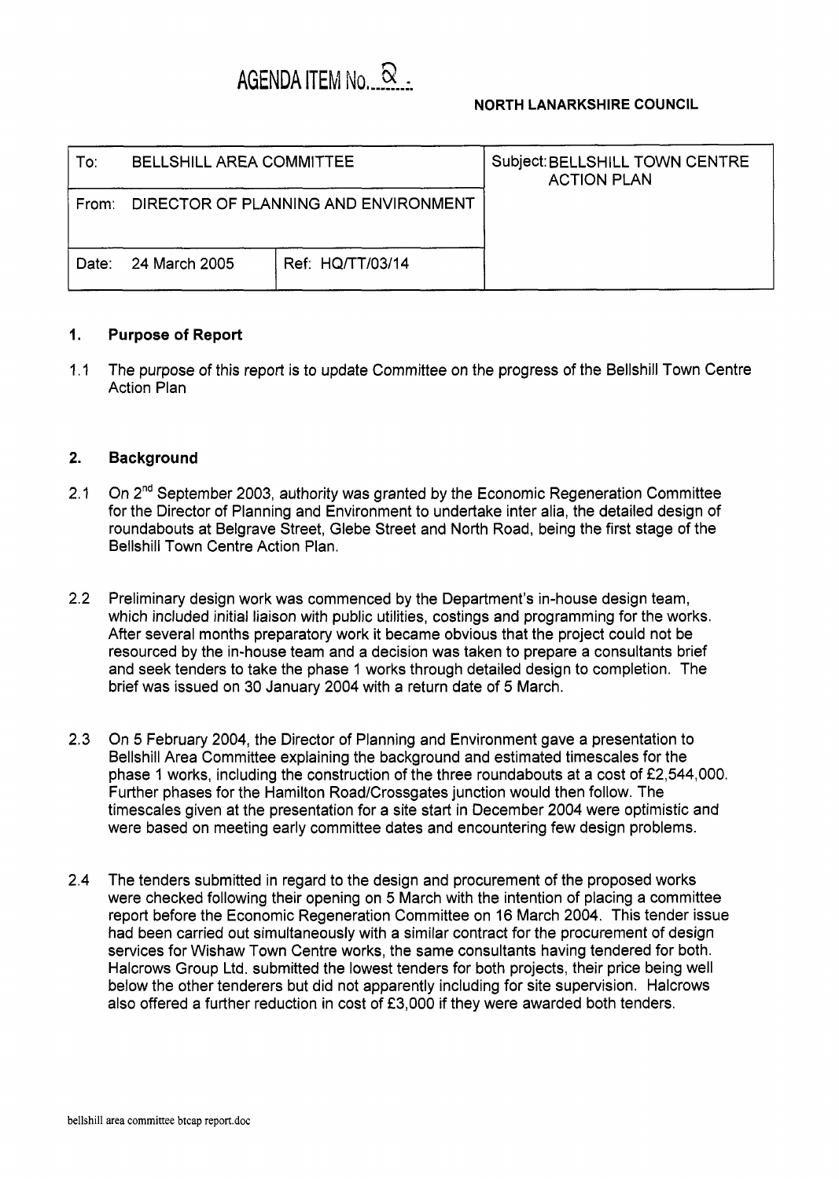AGENDA ITEM No. 8

**NORTH LANARKSHIRE COUNCIL**

| To: BELLSHILL AREA COMMITTEE | | Subject: BELLSHILL TOWN CENTRE ACTION PLAN |
|---|---|---|
| From: DIRECTOR OF PLANNING AND ENVIRONMENT | | |
| Date: 24 March 2005 | Ref: HQ/TT/03/14 | |

## 1. Purpose of Report

1.1 The purpose of this report is to update Committee on the progress of the Bellshill Town Centre Action Plan

## 2. Background

2.1 On 2nd September 2003, authority was granted by the Economic Regeneration Committee for the Director of Planning and Environment to undertake inter alia, the detailed design of roundabouts at Belgrave Street, Glebe Street and North Road, being the first stage of the Bellshill Town Centre Action Plan.

2.2 Preliminary design work was commenced by the Department's in-house design team, which included initial liaison with public utilities, costings and programming for the works. After several months preparatory work it became obvious that the project could not be resourced by the in-house team and a decision was taken to prepare a consultants brief and seek tenders to take the phase 1 works through detailed design to completion. The brief was issued on 30 January 2004 with a return date of 5 March.

2.3 On 5 February 2004, the Director of Planning and Environment gave a presentation to Bellshill Area Committee explaining the background and estimated timescales for the phase 1 works, including the construction of the three roundabouts at a cost of £2,544,000. Further phases for the Hamilton Road/Crossgates junction would then follow. The timescales given at the presentation for a site start in December 2004 were optimistic and were based on meeting early committee dates and encountering few design problems.

2.4 The tenders submitted in regard to the design and procurement of the proposed works were checked following their opening on 5 March with the intention of placing a committee report before the Economic Regeneration Committee on 16 March 2004. This tender issue had been carried out simultaneously with a similar contract for the procurement of design services for Wishaw Town Centre works, the same consultants having tendered for both. Halcrows Group Ltd. submitted the lowest tenders for both projects, their price being well below the other tenderers but did not apparently including for site supervision. Halcrows also offered a further reduction in cost of £3,000 if they were awarded both tenders.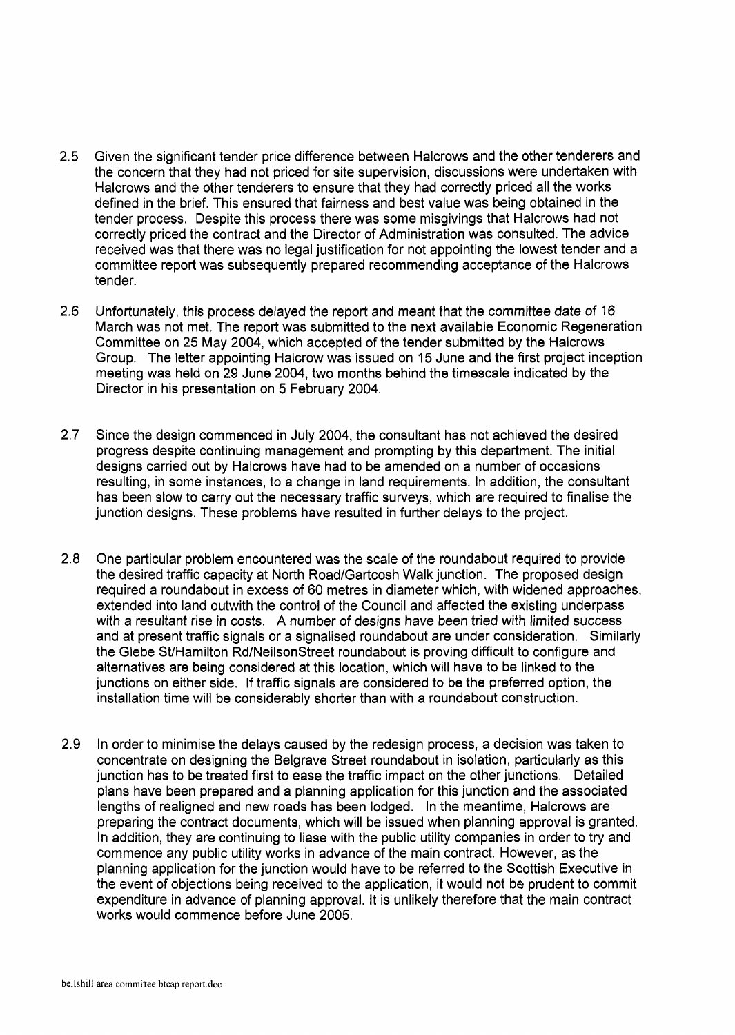2.5 Given the significant tender price difference between Halcrows and the other tenderers and the concern that they had not priced for site supervision, discussions were undertaken with Halcrows and the other tenderers to ensure that they had correctly priced all the works defined in the brief. This ensured that fairness and best value was being obtained in the tender process. Despite this process there was some misgivings that Halcrows had not correctly priced the contract and the Director of Administration was consulted. The advice received was that there was no legal justification for not appointing the lowest tender and a committee report was subsequently prepared recommending acceptance of the Halcrows tender.

2.6 Unfortunately, this process delayed the report and meant that the committee date of 16 March was not met. The report was submitted to the next available Economic Regeneration Committee on 25 May 2004, which accepted of the tender submitted by the Halcrows Group. The letter appointing Halcrow was issued on 15 June and the first project inception meeting was held on 29 June 2004, two months behind the timescale indicated by the Director in his presentation on 5 February 2004.

2.7 Since the design commenced in July 2004, the consultant has not achieved the desired progress despite continuing management and prompting by this department. The initial designs carried out by Halcrows have had to be amended on a number of occasions resulting, in some instances, to a change in land requirements. In addition, the consultant has been slow to carry out the necessary traffic surveys, which are required to finalise the junction designs. These problems have resulted in further delays to the project.

2.8 One particular problem encountered was the scale of the roundabout required to provide the desired traffic capacity at North Road/Gartcosh Walk junction. The proposed design required a roundabout in excess of 60 metres in diameter which, with widened approaches, extended into land outwith the control of the Council and affected the existing underpass with a resultant rise in costs. A number of designs have been tried with limited success and at present traffic signals or a signalised roundabout are under consideration. Similarly the Glebe St/Hamilton Rd/NeilsonStreet roundabout is proving difficult to configure and alternatives are being considered at this location, which will have to be linked to the junctions on either side. If traffic signals are considered to be the preferred option, the installation time will be considerably shorter than with a roundabout construction.

2.9 In order to minimise the delays caused by the redesign process, a decision was taken to concentrate on designing the Belgrave Street roundabout in isolation, particularly as this junction has to be treated first to ease the traffic impact on the other junctions. Detailed plans have been prepared and a planning application for this junction and the associated lengths of realigned and new roads has been lodged. In the meantime, Halcrows are preparing the contract documents, which will be issued when planning approval is granted. In addition, they are continuing to liase with the public utility companies in order to try and commence any public utility works in advance of the main contract. However, as the planning application for the junction would have to be referred to the Scottish Executive in the event of objections being received to the application, it would not be prudent to commit expenditure in advance of planning approval. It is unlikely therefore that the main contract works would commence before June 2005.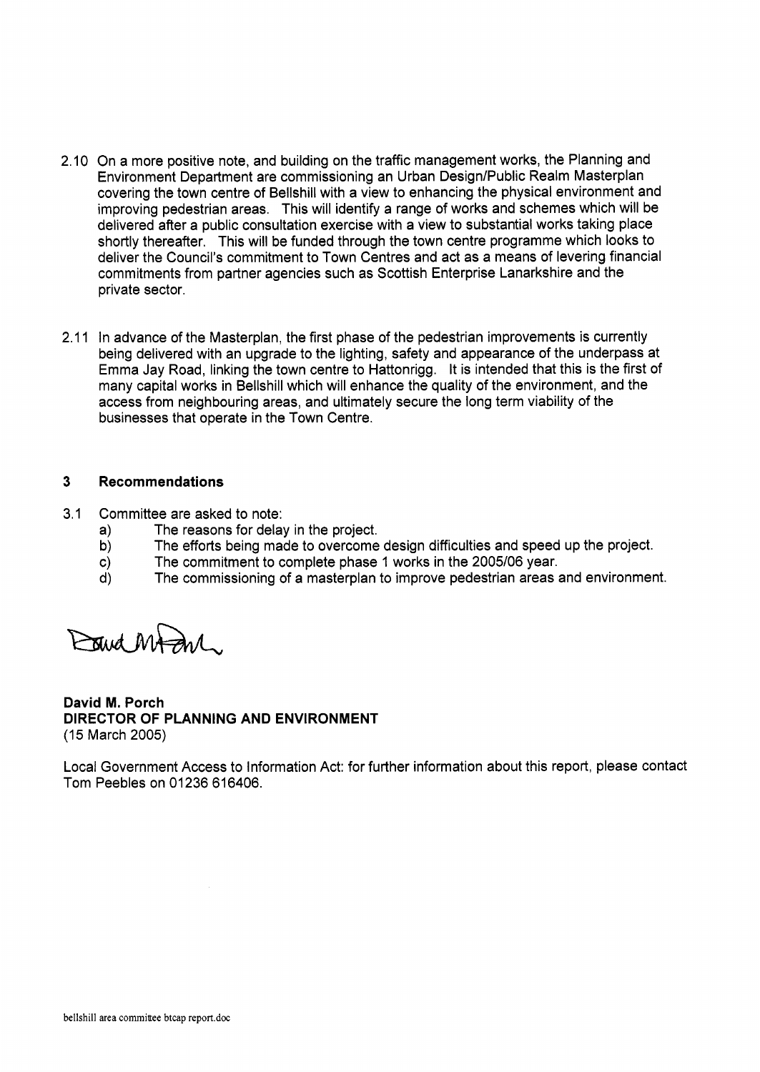2.10 On a more positive note, and building on the traffic management works, the Planning and Environment Department are commissioning an Urban Design/Public Realm Masterplan covering the town centre of Bellshill with a view to enhancing the physical environment and improving pedestrian areas. This will identify a range of works and schemes which will be delivered after a public consultation exercise with a view to substantial works taking place shortly thereafter. This will be funded through the town centre programme which looks to deliver the Council's commitment to Town Centres and act as a means of levering financial commitments from partner agencies such as Scottish Enterprise Lanarkshire and the private sector.

2.11 In advance of the Masterplan, the first phase of the pedestrian improvements is currently being delivered with an upgrade to the lighting, safety and appearance of the underpass at Emma Jay Road, linking the town centre to Hattonrigg. It is intended that this is the first of many capital works in Bellshill which will enhance the quality of the environment, and the access from neighbouring areas, and ultimately secure the long term viability of the businesses that operate in the Town Centre.

## 3 Recommendations

3.1 Committee are asked to note:

a) The reasons for delay in the project.

b) The efforts being made to overcome design difficulties and speed up the project.

c) The commitment to complete phase 1 works in the 2005/06 year.

d) The commissioning of a masterplan to improve pedestrian areas and environment.

**David M. Porch**
**DIRECTOR OF PLANNING AND ENVIRONMENT**
(15 March 2005)

Local Government Access to Information Act: for further information about this report, please contact Tom Peebles on 01236 616406.